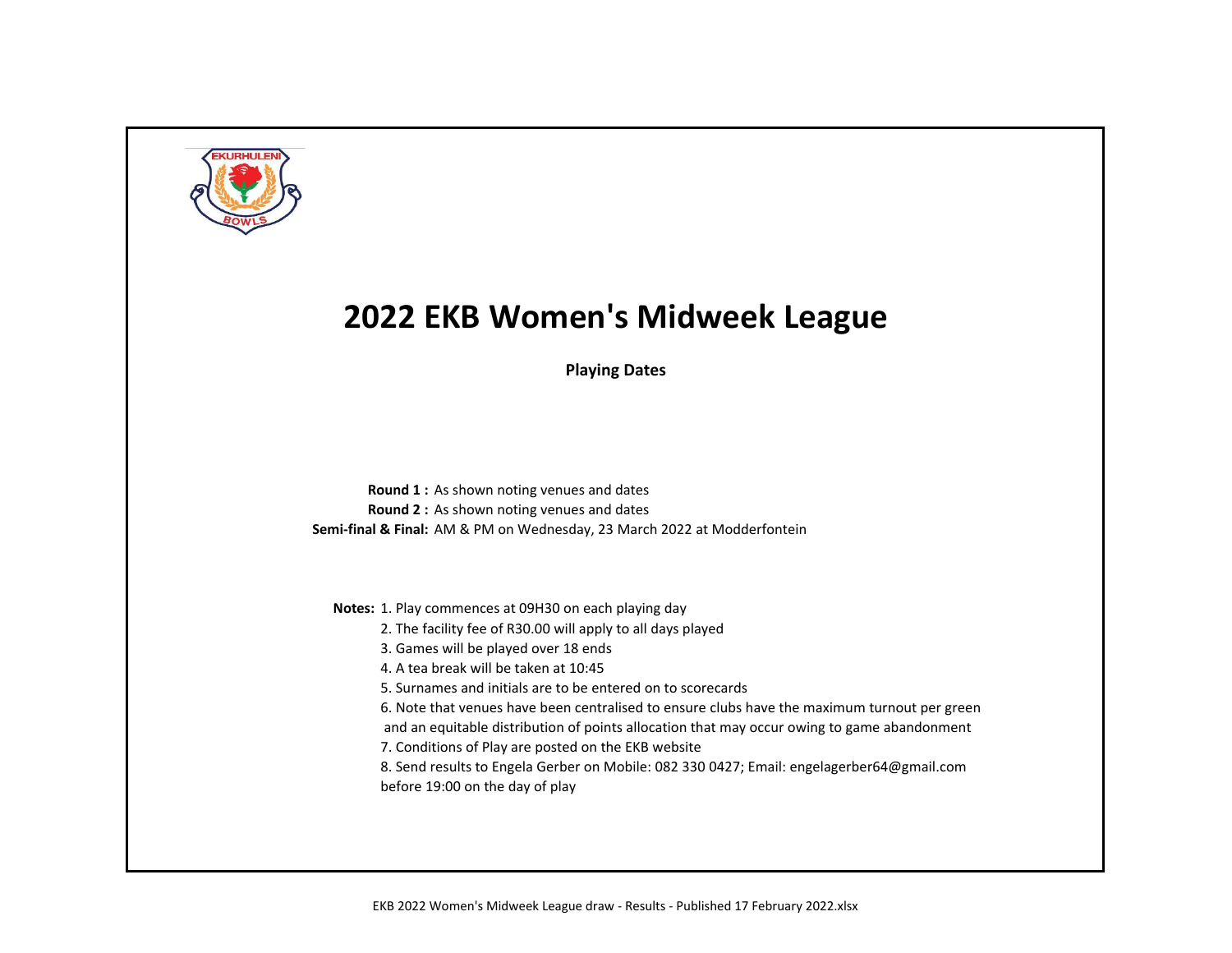# 2022 EKB Women's Midweek League

**Playing Dates**

**Round 1 :** As shown noting venues and dates
**Round 2 :** As shown noting venues and dates
**Semi-final & Final:** AM & PM on Wednesday, 23 March 2022 at Modderfontein

**Notes:**
1. Play commences at 09H30 on each playing day
2. The facility fee of R30.00 will apply to all days played
3. Games will be played over 18 ends
4. A tea break will be taken at 10:45
5. Surnames and initials are to be entered on to scorecards
6. Note that venues have been centralised to ensure clubs have the maximum turnout per green and an equitable distribution of points allocation that may occur owing to game abandonment
7. Conditions of Play are posted on the EKB website
8. Send results to Engela Gerber on Mobile: 082 330 0427; Email: engelagerber64@gmail.com before 19:00 on the day of play

EKB 2022 Women's Midweek League draw - Results - Published 17 February 2022.xlsx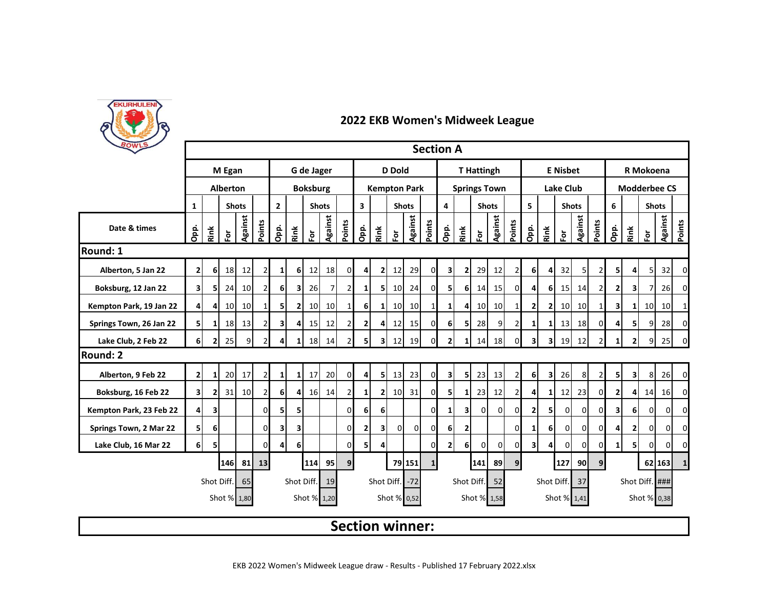# 2022 EKB Women's Midweek League

## Section A

| Date & times | M Egan<br>Alberton<br>1<br>Opp. | Rink | Shots<br>For | Against | Points | G de Jager<br>Boksburg<br>2<br>Opp. | Rink | Shots<br>For | Against | Points | D Dold<br>Kempton Park<br>3<br>Opp. | Rink | Shots<br>For | Against | Points | T Hattingh<br>Springs Town<br>4<br>Opp. | Rink | Shots<br>For | Against | Points | E Nisbet<br>Lake Club<br>5<br>Opp. | Rink | Shots<br>For | Against | Points | R Mokoena<br>Modderbee CS<br>6<br>Opp. | Rink | Shots<br>For | Against | Points |
|---|---|---|---|---|---|---|---|---|---|---|---|---|---|---|---|---|---|---|---|---|---|---|---|---|---|---|---|---|---|---|
| **Round: 1** | | | | | | | | | | | | | | | | | | | | | | | | | | | | | | |
| Alberton, 5 Jan 22 | 2 | 6 | 18 | 12 | 2 | 1 | 6 | 12 | 18 | 0 | 4 | 2 | 12 | 29 | 0 | 3 | 2 | 29 | 12 | 2 | 6 | 4 | 32 | 5 | 2 | 5 | 4 | 5 | 32 | 0 |
| Boksburg, 12 Jan 22 | 3 | 5 | 24 | 10 | 2 | 6 | 3 | 26 | 7 | 2 | 1 | 5 | 10 | 24 | 0 | 5 | 6 | 14 | 15 | 0 | 4 | 6 | 15 | 14 | 2 | 2 | 3 | 7 | 26 | 0 |
| Kempton Park, 19 Jan 22 | 4 | 4 | 10 | 10 | 1 | 5 | 2 | 10 | 10 | 1 | 6 | 1 | 10 | 10 | 1 | 1 | 4 | 10 | 10 | 1 | 2 | 2 | 10 | 10 | 1 | 3 | 1 | 10 | 10 | 1 |
| Springs Town, 26 Jan 22 | 5 | 1 | 18 | 13 | 2 | 3 | 4 | 15 | 12 | 2 | 2 | 4 | 12 | 15 | 0 | 6 | 5 | 28 | 9 | 2 | 1 | 1 | 13 | 18 | 0 | 4 | 5 | 9 | 28 | 0 |
| Lake Club, 2 Feb 22 | 6 | 2 | 25 | 9 | 2 | 4 | 1 | 18 | 14 | 2 | 5 | 3 | 12 | 19 | 0 | 2 | 1 | 14 | 18 | 0 | 3 | 3 | 19 | 12 | 2 | 1 | 2 | 9 | 25 | 0 |
| **Round: 2** | | | | | | | | | | | | | | | | | | | | | | | | | | | | | | |
| Alberton, 9 Feb 22 | 2 | 1 | 20 | 17 | 2 | 1 | 1 | 17 | 20 | 0 | 4 | 5 | 13 | 23 | 0 | 3 | 5 | 23 | 13 | 2 | 6 | 3 | 26 | 8 | 2 | 5 | 3 | 8 | 26 | 0 |
| Boksburg, 16 Feb 22 | 3 | 2 | 31 | 10 | 2 | 6 | 4 | 16 | 14 | 2 | 1 | 2 | 10 | 31 | 0 | 5 | 1 | 23 | 12 | 2 | 4 | 1 | 12 | 23 | 0 | 2 | 4 | 14 | 16 | 0 |
| Kempton Park, 23 Feb 22 | 4 | 3 | | | 0 | 5 | 5 | | | 0 | 6 | 6 | | | 0 | 1 | 3 | 0 | 0 | 0 | 2 | 5 | 0 | 0 | 0 | 3 | 6 | 0 | 0 | 0 |
| Springs Town, 2 Mar 22 | 5 | 6 | | | 0 | 3 | 3 | | | 0 | 2 | 3 | 0 | 0 | 0 | 6 | 2 | | | 0 | 1 | 6 | 0 | 0 | 0 | 4 | 2 | 0 | 0 | 0 |
| Lake Club, 16 Mar 22 | 6 | 5 | | | 0 | 4 | 6 | | | 0 | 5 | 4 | | | 0 | 2 | 6 | 0 | 0 | 0 | 3 | 4 | 0 | 0 | 0 | 1 | 5 | 0 | 0 | 0 |
| | | | 146 | 81 | 13 | | | 114 | 95 | 9 | | | 79 | 151 | 1 | | | 141 | 89 | 9 | | | 127 | 90 | 9 | | | 62 | 163 | 1 |
| | | Shot Diff. | | 65 | | | Shot Diff. | | 19 | | | Shot Diff. | | -72 | | | Shot Diff. | | 52 | | | Shot Diff. | | 37 | | | Shot Diff. | | ### | |
| | | Shot % | | 1,80 | | | Shot % | | 1,20 | | | Shot % | | 0,52 | | | Shot % | | 1,58 | | | Shot % | | 1,41 | | | Shot % | | 0,38 | |

**Section winner:**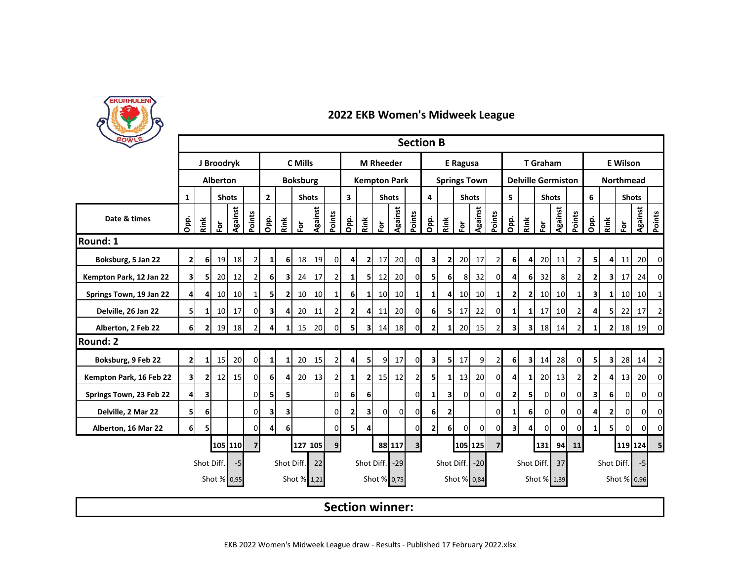# 2022 EKB Women's Midweek League

## Section B

| Date & times | J Broodryk | | | | | C Mills | | | | | M Rheeder | | | | | E Ragusa | | | | | T Graham | | | | | E Wilson | | | | |
|---|---|---|---|---|---|---|---|---|---|---|---|---|---|---|---|---|---|---|---|---|---|---|---|---|---|---|---|---|---|---|
| | Alberton | | | | | Boksburg | | | | | Kempton Park | | | | | Springs Town | | | | | Delville Germiston | | | | | Northmead | | | | |
| | 1 | | Shots | | | 2 | | Shots | | | 3 | | Shots | | | 4 | | Shots | | | 5 | | Shots | | | 6 | | Shots | | |
| | Opp. | Rink | For | Against | Points | Opp. | Rink | For | Against | Points | Opp. | Rink | For | Against | Points | Opp. | Rink | For | Against | Points | Opp. | Rink | For | Against | Points | Opp. | Rink | For | Against | Points |
| **Round: 1** | | | | | | | | | | | | | | | | | | | | | | | | | | | | | | |
| Boksburg, 5 Jan 22 | 2 | 6 | 19 | 18 | 2 | 1 | 6 | 18 | 19 | 0 | 4 | 2 | 17 | 20 | 0 | 3 | 2 | 20 | 17 | 2 | 6 | 4 | 20 | 11 | 2 | 5 | 4 | 11 | 20 | 0 |
| Kempton Park, 12 Jan 22 | 3 | 5 | 20 | 12 | 2 | 6 | 3 | 24 | 17 | 2 | 1 | 5 | 12 | 20 | 0 | 5 | 6 | 8 | 32 | 0 | 4 | 6 | 32 | 8 | 2 | 2 | 3 | 17 | 24 | 0 |
| Springs Town, 19 Jan 22 | 4 | 4 | 10 | 10 | 1 | 5 | 2 | 10 | 10 | 1 | 6 | 1 | 10 | 10 | 1 | 1 | 4 | 10 | 10 | 1 | 2 | 2 | 10 | 10 | 1 | 3 | 1 | 10 | 10 | 1 |
| Delville, 26 Jan 22 | 5 | 1 | 10 | 17 | 0 | 3 | 4 | 20 | 11 | 2 | 2 | 4 | 11 | 20 | 0 | 6 | 5 | 17 | 22 | 0 | 1 | 1 | 17 | 10 | 2 | 4 | 5 | 22 | 17 | 2 |
| Alberton, 2 Feb 22 | 6 | 2 | 19 | 18 | 2 | 4 | 1 | 15 | 20 | 0 | 5 | 3 | 14 | 18 | 0 | 2 | 1 | 20 | 15 | 2 | 3 | 3 | 18 | 14 | 2 | 1 | 2 | 18 | 19 | 0 |
| **Round: 2** | | | | | | | | | | | | | | | | | | | | | | | | | | | | | | |
| Boksburg, 9 Feb 22 | 2 | 1 | 15 | 20 | 0 | 1 | 1 | 20 | 15 | 2 | 4 | 5 | 9 | 17 | 0 | 3 | 5 | 17 | 9 | 2 | 6 | 3 | 14 | 28 | 0 | 5 | 3 | 28 | 14 | 2 |
| Kempton Park, 16 Feb 22 | 3 | 2 | 12 | 15 | 0 | 6 | 4 | 20 | 13 | 2 | 1 | 2 | 15 | 12 | 2 | 5 | 1 | 13 | 20 | 0 | 4 | 1 | 20 | 13 | 2 | 2 | 4 | 13 | 20 | 0 |
| Springs Town, 23 Feb 22 | 4 | 3 | | | 0 | 5 | 5 | | | 0 | 6 | 6 | | | 0 | 1 | 3 | 0 | 0 | 0 | 2 | 5 | 0 | 0 | 0 | 3 | 6 | 0 | 0 | 0 |
| Delville, 2 Mar 22 | 5 | 6 | | | 0 | 3 | 3 | | | 0 | 2 | 3 | 0 | 0 | 0 | 6 | 2 | | | 0 | 1 | 6 | 0 | 0 | 0 | 4 | 2 | 0 | 0 | 0 |
| Alberton, 16 Mar 22 | 6 | 5 | | | 0 | 4 | 6 | | | 0 | 5 | 4 | | | 0 | 2 | 6 | 0 | 0 | 0 | 3 | 4 | 0 | 0 | 0 | 1 | 5 | 0 | 0 | 0 |
| | | | 105 | 110 | 7 | | | 127 | 105 | 9 | | | 88 | 117 | 3 | | | 105 | 125 | 7 | | | 131 | 94 | 11 | | | 119 | 124 | 5 |
| | | Shot Diff. | | -5 | | | Shot Diff. | | 22 | | | Shot Diff. | | -29 | | | Shot Diff. | | -20 | | | Shot Diff. | | 37 | | | Shot Diff. | | -5 | |
| | | Shot % | | 0,95 | | | Shot % | | 1,21 | | | Shot % | | 0,75 | | | Shot % | | 0,84 | | | Shot % | | 1,39 | | | Shot % | | 0,96 | |

**Section winner:**

EKB 2022 Women's Midweek League draw - Results - Published 17 February 2022.xlsx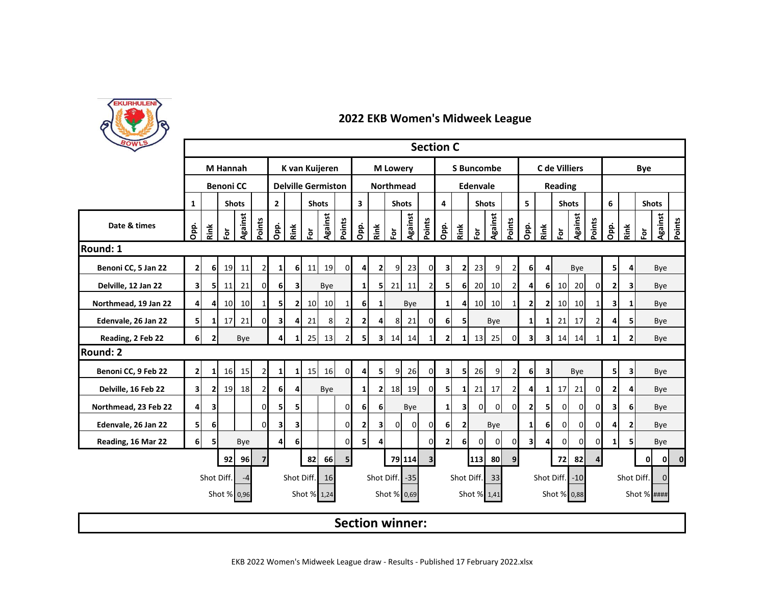## 2022 EKB Women's Midweek League

### Section C

| Date & times | M Hannah | | | | | K van Kuijeren | | | | | M Lowery | | | | | S Buncombe | | | | | C de Villiers | | | | | Bye | | | | |
|---|---|---|---|---|---|---|---|---|---|---|---|---|---|---|---|---|---|---|---|---|---|---|---|---|---|---|---|---|---|---|
| | Benoni CC | | | | | Delville Germiston | | | | | Northmead | | | | | Edenvale | | | | | Reading | | | | | | | | | |
| | 1 | | Shots | | | 2 | | Shots | | | 3 | | Shots | | | 4 | | Shots | | | 5 | | Shots | | | 6 | | Shots | | |
| | Opp. | Rink | For | Against | Points | Opp. | Rink | For | Against | Points | Opp. | Rink | For | Against | Points | Opp. | Rink | For | Against | Points | Opp. | Rink | For | Against | Points | Opp. | Rink | For | Against | Points |
| **Round: 1** | | | | | | | | | | | | | | | | | | | | | | | | | | | | | | |
| Benoni CC, 5 Jan 22 | 2 | 6 | 19 | 11 | 2 | 1 | 6 | 11 | 19 | 0 | 4 | 2 | 9 | 23 | 0 | 3 | 2 | 23 | 9 | 2 | 6 | 4 | | Bye | | 5 | 4 | | Bye | |
| Delville, 12 Jan 22 | 3 | 5 | 11 | 21 | 0 | 6 | 3 | | Bye | | 1 | 5 | 21 | 11 | 2 | 5 | 6 | 20 | 10 | 2 | 4 | 6 | 10 | 20 | 0 | 2 | 3 | | Bye | |
| Northmead, 19 Jan 22 | 4 | 4 | 10 | 10 | 1 | 5 | 2 | 10 | 10 | 1 | 6 | 1 | | Bye | | 1 | 4 | 10 | 10 | 1 | 2 | 2 | 10 | 10 | 1 | 3 | 1 | | Bye | |
| Edenvale, 26 Jan 22 | 5 | 1 | 17 | 21 | 0 | 3 | 4 | 21 | 8 | 2 | 2 | 4 | 8 | 21 | 0 | 6 | 5 | | Bye | | 1 | 1 | 21 | 17 | 2 | 4 | 5 | | Bye | |
| Reading, 2 Feb 22 | 6 | 2 | | Bye | | 4 | 1 | 25 | 13 | 2 | 5 | 3 | 14 | 14 | 1 | 2 | 1 | 13 | 25 | 0 | 3 | 3 | 14 | 14 | 1 | 1 | 2 | | Bye | |
| **Round: 2** | | | | | | | | | | | | | | | | | | | | | | | | | | | | | | |
| Benoni CC, 9 Feb 22 | 2 | 1 | 16 | 15 | 2 | 1 | 1 | 15 | 16 | 0 | 4 | 5 | 9 | 26 | 0 | 3 | 5 | 26 | 9 | 2 | 6 | 3 | | Bye | | 5 | 3 | | Bye | |
| Delville, 16 Feb 22 | 3 | 2 | 19 | 18 | 2 | 6 | 4 | | Bye | | 1 | 2 | 18 | 19 | 0 | 5 | 1 | 21 | 17 | 2 | 4 | 1 | 17 | 21 | 0 | 2 | 4 | | Bye | |
| Northmead, 23 Feb 22 | 4 | 3 | | | 0 | 5 | 5 | | | 0 | 6 | 6 | | Bye | | 1 | 3 | 0 | 0 | 0 | 2 | 5 | 0 | 0 | 0 | 3 | 6 | | Bye | |
| Edenvale, 26 Jan 22 | 5 | 6 | | | 0 | 3 | 3 | | | 0 | 2 | 3 | 0 | 0 | 0 | 6 | 2 | | Bye | | 1 | 6 | 0 | 0 | 0 | 4 | 2 | | Bye | |
| Reading, 16 Mar 22 | 6 | 5 | | Bye | | 4 | 6 | | | 0 | 5 | 4 | | | 0 | 2 | 6 | 0 | 0 | 0 | 3 | 4 | 0 | 0 | 0 | 1 | 5 | | Bye | |
| | | | 92 | 96 | 7 | | | 82 | 66 | 5 | | | 79 | 114 | 3 | | | 113 | 80 | 9 | | | 72 | 82 | 4 | | | 0 | 0 | 0 |
| | | Shot Diff. | | -4 | | | Shot Diff. | | 16 | | | Shot Diff. | | -35 | | | Shot Diff. | | 33 | | | Shot Diff. | | -10 | | | Shot Diff. | | 0 | |
| | | Shot % | | 0,96 | | | Shot % | | 1,24 | | | Shot % | | 0,69 | | | Shot % | | 1,41 | | | Shot % | | 0,88 | | | Shot % | | #### | |

**Section winner:**

EKB 2022 Women's Midweek League draw - Results - Published 17 February 2022.xlsx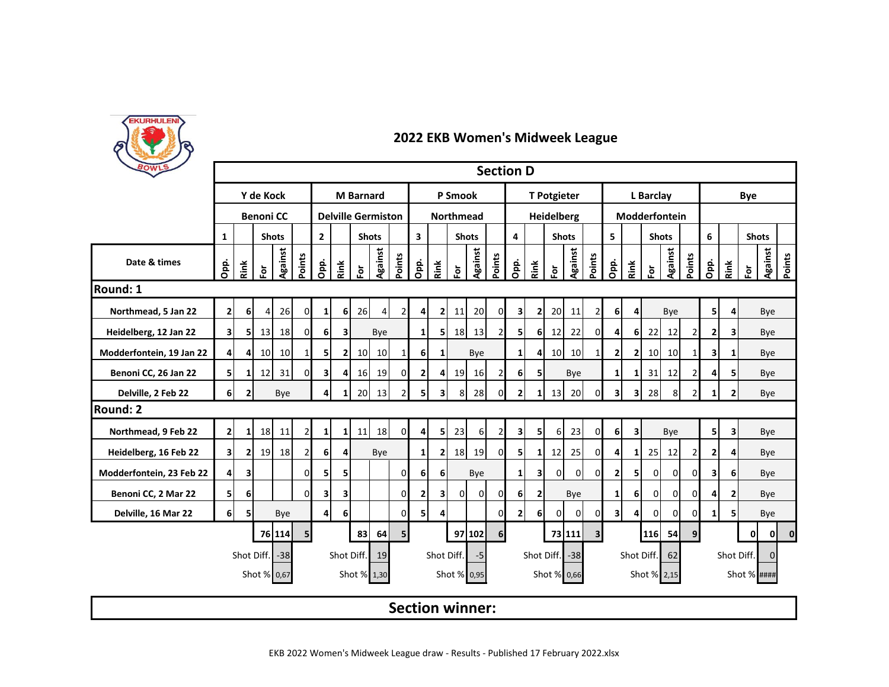# 2022 EKB Women's Midweek League

## Section D

| | Y de Kock | | | | | M Barnard | | | | | P Smook | | | | | T Potgieter | | | | | L Barclay | | | | | Bye | | | | |
|---|---|---|---|---|---|---|---|---|---|---|---|---|---|---|---|---|---|---|---|---|---|---|---|---|---|---|---|---|---|---|
| | Benoni CC | | | | | Delville Germiston | | | | | Northmead | | | | | Heidelberg | | | | | Modderfontein | | | | | | | | | |
| | 1 | | Shots | | | 2 | | Shots | | | 3 | | Shots | | | 4 | | Shots | | | 5 | | Shots | | | 6 | | Shots | | |
| Date & times | Opp. | Rink | For | Against | Points | Opp. | Rink | For | Against | Points | Opp. | Rink | For | Against | Points | Opp. | Rink | For | Against | Points | Opp. | Rink | For | Against | Points | Opp. | Rink | For | Against | Points |
| **Round: 1** | | | | | | | | | | | | | | | | | | | | | | | | | | | | | | |
| Northmead, 5 Jan 22 | 2 | 6 | 4 | 26 | 0 | 1 | 6 | 26 | 4 | 2 | 4 | 2 | 11 | 20 | 0 | 3 | 2 | 20 | 11 | 2 | 6 | 4 | | Bye | | 5 | 4 | | Bye | |
| Heidelberg, 12 Jan 22 | 3 | 5 | 13 | 18 | 0 | 6 | 3 | | Bye | | 1 | 5 | 18 | 13 | 2 | 5 | 6 | 12 | 22 | 0 | 4 | 6 | 22 | 12 | 2 | 2 | 3 | | Bye | |
| Modderfontein, 19 Jan 22 | 4 | 4 | 10 | 10 | 1 | 5 | 2 | 10 | 10 | 1 | 6 | 1 | | Bye | | 1 | 4 | 10 | 10 | 1 | 2 | 2 | 10 | 10 | 1 | 3 | 1 | | Bye | |
| Benoni CC, 26 Jan 22 | 5 | 1 | 12 | 31 | 0 | 3 | 4 | 16 | 19 | 0 | 2 | 4 | 19 | 16 | 2 | 6 | 5 | | Bye | | 1 | 1 | 31 | 12 | 2 | 4 | 5 | | Bye | |
| Delville, 2 Feb 22 | 6 | 2 | | Bye | | 4 | 1 | 20 | 13 | 2 | 5 | 3 | 8 | 28 | 0 | 2 | 1 | 13 | 20 | 0 | 3 | 3 | 28 | 8 | 2 | 1 | 2 | | Bye | |
| **Round: 2** | | | | | | | | | | | | | | | | | | | | | | | | | | | | | | |
| Northmead, 9 Feb 22 | 2 | 1 | 18 | 11 | 2 | 1 | 1 | 11 | 18 | 0 | 4 | 5 | 23 | 6 | 2 | 3 | 5 | 6 | 23 | 0 | 6 | 3 | | Bye | | 5 | 3 | | Bye | |
| Heidelberg, 16 Feb 22 | 3 | 2 | 19 | 18 | 2 | 6 | 4 | | Bye | | 1 | 2 | 18 | 19 | 0 | 5 | 1 | 12 | 25 | 0 | 4 | 1 | 25 | 12 | 2 | 2 | 4 | | Bye | |
| Modderfontein, 23 Feb 22 | 4 | 3 | | | 0 | 5 | 5 | | | 0 | 6 | 6 | | Bye | | 1 | 3 | 0 | 0 | 0 | 2 | 5 | 0 | 0 | 0 | 3 | 6 | | Bye | |
| Benoni CC, 2 Mar 22 | 5 | 6 | | | 0 | 3 | 3 | | | 0 | 2 | 3 | 0 | 0 | 0 | 6 | 2 | | Bye | | 1 | 6 | 0 | 0 | 0 | 4 | 2 | | Bye | |
| Delville, 16 Mar 22 | 6 | 5 | | Bye | | 4 | 6 | | | 0 | 5 | 4 | | | 0 | 2 | 6 | 0 | 0 | 0 | 3 | 4 | 0 | 0 | 0 | 1 | 5 | | Bye | |
| | | | 76 | 114 | 5 | | | 83 | 64 | 5 | | | 97 | 102 | 6 | | | 73 | 111 | 3 | | | 116 | 54 | 9 | | | 0 | 0 | 0 |
| | | Shot Diff. | | -38 | | | Shot Diff. | | 19 | | | Shot Diff. | | -5 | | | Shot Diff. | | -38 | | | Shot Diff. | | 62 | | | Shot Diff. | | 0 | |
| | | Shot % | | 0,67 | | | Shot % | | 1,30 | | | Shot % | | 0,95 | | | Shot % | | 0,66 | | | Shot % | | 2,15 | | | Shot % | | #### | |

**Section winner:**

EKB 2022 Women's Midweek League draw - Results - Published 17 February 2022.xlsx